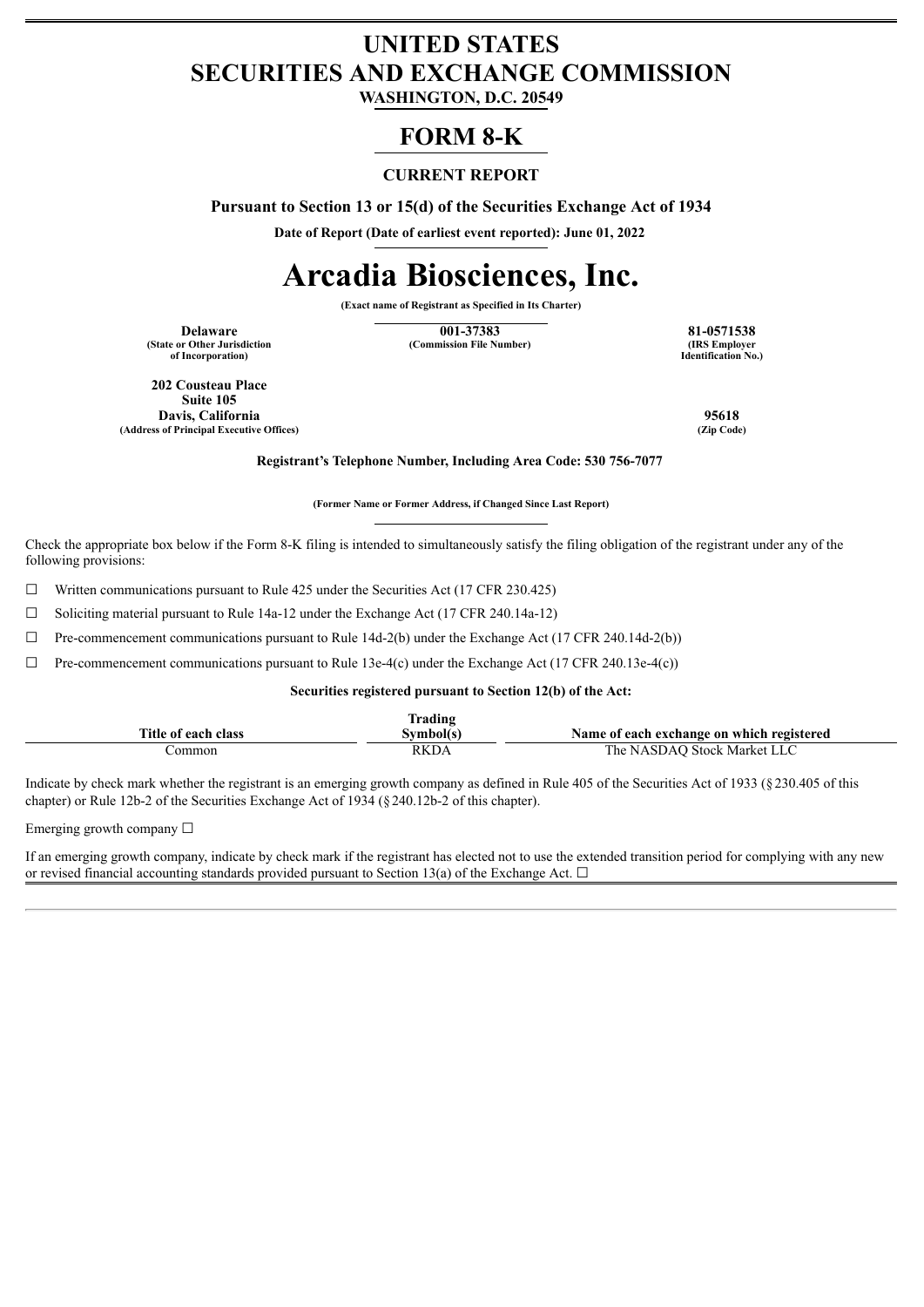# UNITED STATES
# SECURITIES AND EXCHANGE COMMISSION

**WASHINGTON, D.C. 20549**

# FORM 8-K

**CURRENT REPORT**

**Pursuant to Section 13 or 15(d) of the Securities Exchange Act of 1934**

**Date of Report (Date of earliest event reported): June 01, 2022**

# Arcadia Biosciences, Inc.

**(Exact name of Registrant as Specified in Its Charter)**

| **Delaware** | **001-37383** | **81-0571538** |
|---|---|---|
| **(State or Other Jurisdiction of Incorporation)** | **(Commission File Number)** | **(IRS Employer Identification No.)** |

| | |
|---|---|
| **202 Cousteau Place Suite 105 Davis, California** | **95618** |
| **(Address of Principal Executive Offices)** | **(Zip Code)** |

**Registrant's Telephone Number, Including Area Code: 530 756-7077**

**(Former Name or Former Address, if Changed Since Last Report)**

Check the appropriate box below if the Form 8-K filing is intended to simultaneously satisfy the filing obligation of the registrant under any of the following provisions:

☐ Written communications pursuant to Rule 425 under the Securities Act (17 CFR 230.425)

☐ Soliciting material pursuant to Rule 14a-12 under the Exchange Act (17 CFR 240.14a-12)

☐ Pre-commencement communications pursuant to Rule 14d-2(b) under the Exchange Act (17 CFR 240.14d-2(b))

☐ Pre-commencement communications pursuant to Rule 13e-4(c) under the Exchange Act (17 CFR 240.13e-4(c))

**Securities registered pursuant to Section 12(b) of the Act:**

| Title of each class | Trading Symbol(s) | Name of each exchange on which registered |
|---|---|---|
| Common | RKDA | The NASDAQ Stock Market LLC |

Indicate by check mark whether the registrant is an emerging growth company as defined in Rule 405 of the Securities Act of 1933 (§230.405 of this chapter) or Rule 12b-2 of the Securities Exchange Act of 1934 (§240.12b-2 of this chapter).

Emerging growth company ☐

If an emerging growth company, indicate by check mark if the registrant has elected not to use the extended transition period for complying with any new or revised financial accounting standards provided pursuant to Section 13(a) of the Exchange Act. ☐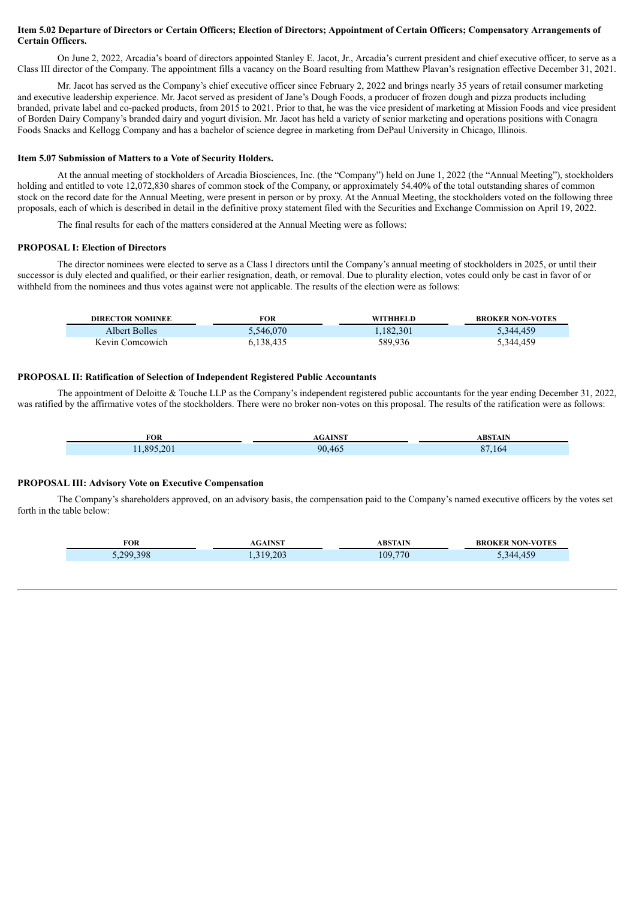**Item 5.02 Departure of Directors or Certain Officers; Election of Directors; Appointment of Certain Officers; Compensatory Arrangements of Certain Officers.**

On June 2, 2022, Arcadia's board of directors appointed Stanley E. Jacot, Jr., Arcadia's current president and chief executive officer, to serve as a Class III director of the Company. The appointment fills a vacancy on the Board resulting from Matthew Plavan's resignation effective December 31, 2021.

Mr. Jacot has served as the Company's chief executive officer since February 2, 2022 and brings nearly 35 years of retail consumer marketing and executive leadership experience. Mr. Jacot served as president of Jane's Dough Foods, a producer of frozen dough and pizza products including branded, private label and co-packed products, from 2015 to 2021. Prior to that, he was the vice president of marketing at Mission Foods and vice president of Borden Dairy Company's branded dairy and yogurt division. Mr. Jacot has held a variety of senior marketing and operations positions with Conagra Foods Snacks and Kellogg Company and has a bachelor of science degree in marketing from DePaul University in Chicago, Illinois.

**Item 5.07 Submission of Matters to a Vote of Security Holders.**

At the annual meeting of stockholders of Arcadia Biosciences, Inc. (the "Company") held on June 1, 2022 (the "Annual Meeting"), stockholders holding and entitled to vote 12,072,830 shares of common stock of the Company, or approximately 54.40% of the total outstanding shares of common stock on the record date for the Annual Meeting, were present in person or by proxy. At the Annual Meeting, the stockholders voted on the following three proposals, each of which is described in detail in the definitive proxy statement filed with the Securities and Exchange Commission on April 19, 2022.

The final results for each of the matters considered at the Annual Meeting were as follows:

**PROPOSAL I: Election of Directors**

The director nominees were elected to serve as a Class I directors until the Company's annual meeting of stockholders in 2025, or until their successor is duly elected and qualified, or their earlier resignation, death, or removal. Due to plurality election, votes could only be cast in favor of or withheld from the nominees and thus votes against were not applicable. The results of the election were as follows:

| DIRECTOR NOMINEE | FOR | WITHHELD | BROKER NON-VOTES |
|---|---|---|---|
| Albert Bolles | 5,546,070 | 1,182,301 | 5,344,459 |
| Kevin Comcowich | 6,138,435 | 589,936 | 5,344,459 |

**PROPOSAL II: Ratification of Selection of Independent Registered Public Accountants**

The appointment of Deloitte & Touche LLP as the Company's independent registered public accountants for the year ending December 31, 2022, was ratified by the affirmative votes of the stockholders. There were no broker non-votes on this proposal. The results of the ratification were as follows:

| FOR | AGAINST | ABSTAIN |
|---|---|---|
| 11,895,201 | 90,465 | 87,164 |

**PROPOSAL III: Advisory Vote on Executive Compensation**

The Company's shareholders approved, on an advisory basis, the compensation paid to the Company's named executive officers by the votes set forth in the table below:

| FOR | AGAINST | ABSTAIN | BROKER NON-VOTES |
|---|---|---|---|
| 5,299,398 | 1,319,203 | 109,770 | 5,344,459 |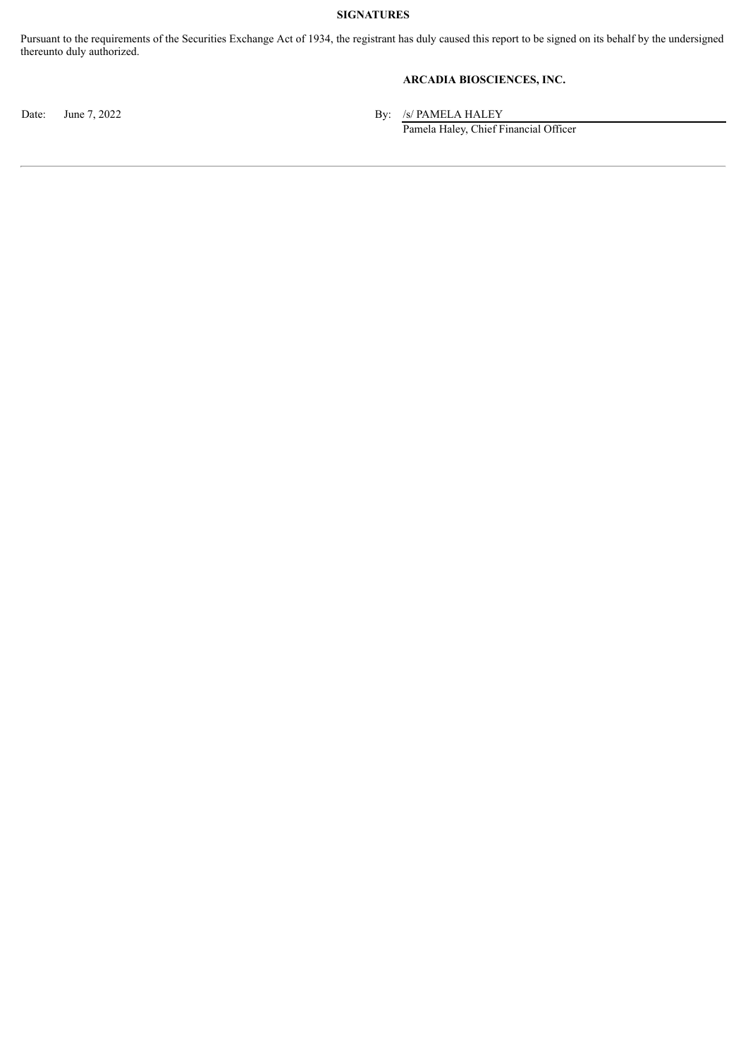**SIGNATURES**

Pursuant to the requirements of the Securities Exchange Act of 1934, the registrant has duly caused this report to be signed on its behalf by the undersigned thereunto duly authorized.

**ARCADIA BIOSCIENCES, INC.**

| | | | |
|---|---|---|---|
| Date: | June 7, 2022 | By: | /s/ PAMELA HALEY |
| | | | Pamela Haley, Chief Financial Officer |